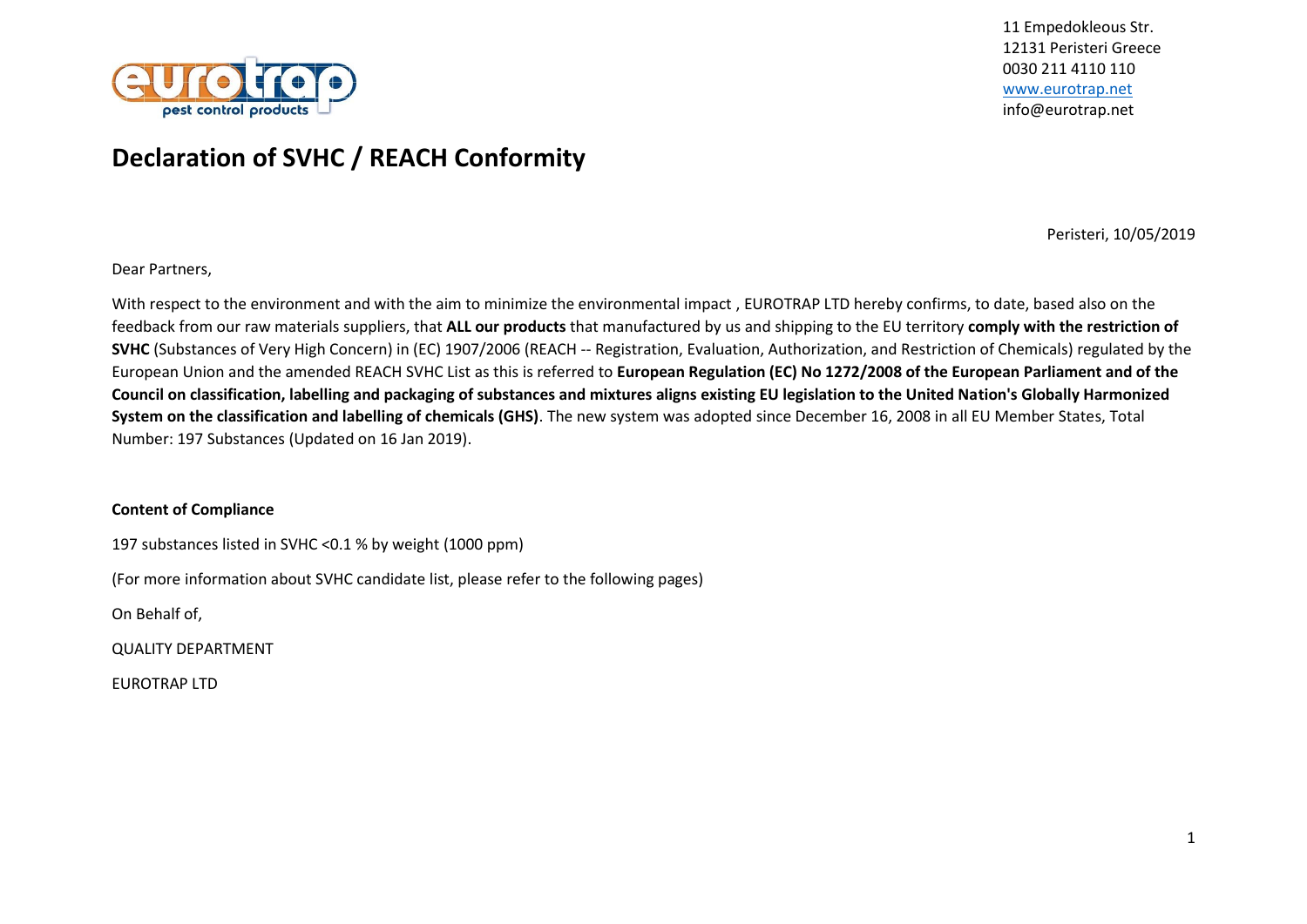11 Empedokleous Str.
12131 Peristeri Greece
0030 211 4110 110
www.eurotrap.net
info@eurotrap.net

# Declaration of SVHC / REACH Conformity

Peristeri, 10/05/2019

Dear Partners,

With respect to the environment and with the aim to minimize the environmental impact , EUROTRAP LTD hereby confirms, to date, based also on the feedback from our raw materials suppliers, that **ALL our products** that manufactured by us and shipping to the EU territory **comply with the restriction of SVHC** (Substances of Very High Concern) in (EC) 1907/2006 (REACH -- Registration, Evaluation, Authorization, and Restriction of Chemicals) regulated by the European Union and the amended REACH SVHC List as this is referred to **European Regulation (EC) No 1272/2008 of the European Parliament and of the Council on classification, labelling and packaging of substances and mixtures aligns existing EU legislation to the United Nation's Globally Harmonized System on the classification and labelling of chemicals (GHS)**. The new system was adopted since December 16, 2008 in all EU Member States, Total Number: 197 Substances (Updated on 16 Jan 2019).

**Content of Compliance**

197 substances listed in SVHC <0.1 % by weight (1000 ppm)

(For more information about SVHC candidate list, please refer to the following pages)

On Behalf of,

QUALITY DEPARTMENT

EUROTRAP LTD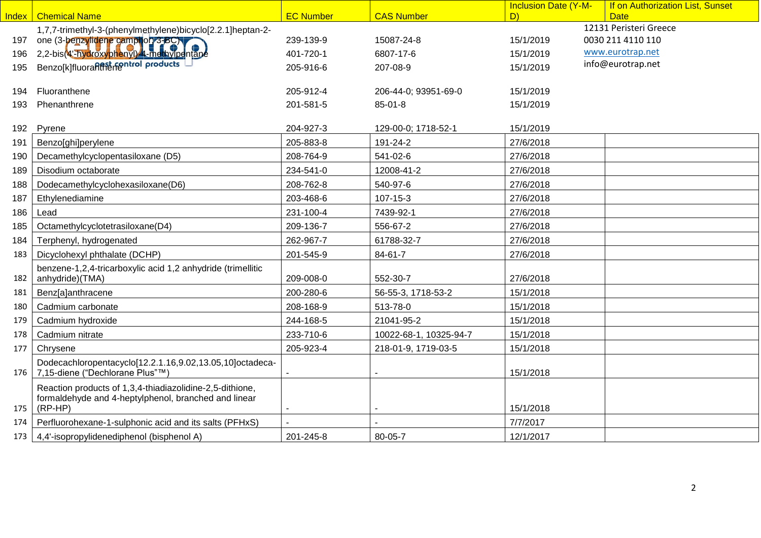| Index | Chemical Name | EC Number | CAS Number | Inclusion Date (Y-M-D) | If on Authorization List, Sunset Date |
|---|---|---|---|---|---|
| 197 | 1,7,7-trimethyl-3-(phenylmethylene)bicyclo[2.2.1]heptan-2-one (3-benzylidene camphor; 3-BC) | 239-139-9 | 15087-24-8 | 15/1/2019 | |
| 196 | 2,2-bis(4'-hydroxyphenyl)-4-methylpentane | 401-720-1 | 6807-17-6 | 15/1/2019 | |
| 195 | Benzo[k]fluoranthene | 205-916-6 | 207-08-9 | 15/1/2019 | |
| 194 | Fluoranthene | 205-912-4 | 206-44-0; 93951-69-0 | 15/1/2019 | |
| 193 | Phenanthrene | 201-581-5 | 85-01-8 | 15/1/2019 | |
| 192 | Pyrene | 204-927-3 | 129-00-0; 1718-52-1 | 15/1/2019 | |
| 191 | Benzo[ghi]perylene | 205-883-8 | 191-24-2 | 27/6/2018 | |
| 190 | Decamethylcyclopentasiloxane (D5) | 208-764-9 | 541-02-6 | 27/6/2018 | |
| 189 | Disodium octaborate | 234-541-0 | 12008-41-2 | 27/6/2018 | |
| 188 | Dodecamethylcyclohexasiloxane(D6) | 208-762-8 | 540-97-6 | 27/6/2018 | |
| 187 | Ethylenediamine | 203-468-6 | 107-15-3 | 27/6/2018 | |
| 186 | Lead | 231-100-4 | 7439-92-1 | 27/6/2018 | |
| 185 | Octamethylcyclotetrasiloxane(D4) | 209-136-7 | 556-67-2 | 27/6/2018 | |
| 184 | Terphenyl, hydrogenated | 262-967-7 | 61788-32-7 | 27/6/2018 | |
| 183 | Dicyclohexyl phthalate (DCHP) | 201-545-9 | 84-61-7 | 27/6/2018 | |
| 182 | benzene-1,2,4-tricarboxylic acid 1,2 anhydride (trimellitic anhydride)(TMA) | 209-008-0 | 552-30-7 | 27/6/2018 | |
| 181 | Benz[a]anthracene | 200-280-6 | 56-55-3, 1718-53-2 | 15/1/2018 | |
| 180 | Cadmium carbonate | 208-168-9 | 513-78-0 | 15/1/2018 | |
| 179 | Cadmium hydroxide | 244-168-5 | 21041-95-2 | 15/1/2018 | |
| 178 | Cadmium nitrate | 233-710-6 | 10022-68-1, 10325-94-7 | 15/1/2018 | |
| 177 | Chrysene | 205-923-4 | 218-01-9, 1719-03-5 | 15/1/2018 | |
| 176 | Dodecachloropentacyclo[12.2.1.16,9.02,13.05,10]octadeca-7,15-diene ("Dechlorane Plus"™) | - | - | 15/1/2018 | |
| 175 | Reaction products of 1,3,4-thiadiazolidine-2,5-dithione, formaldehyde and 4-heptylphenol, branched and linear (RP-HP) | - | - | 15/1/2018 | |
| 174 | Perfluorohexane-1-sulphonic acid and its salts (PFHxS) | - | - | 7/7/2017 | |
| 173 | 4,4'-isopropylidenediphenol (bisphenol A) | 201-245-8 | 80-05-7 | 12/1/2017 | |

eurotrap pest control products

12131 Peristeri Greece
0030 211 4110 110
www.eurotrap.net
info@eurotrap.net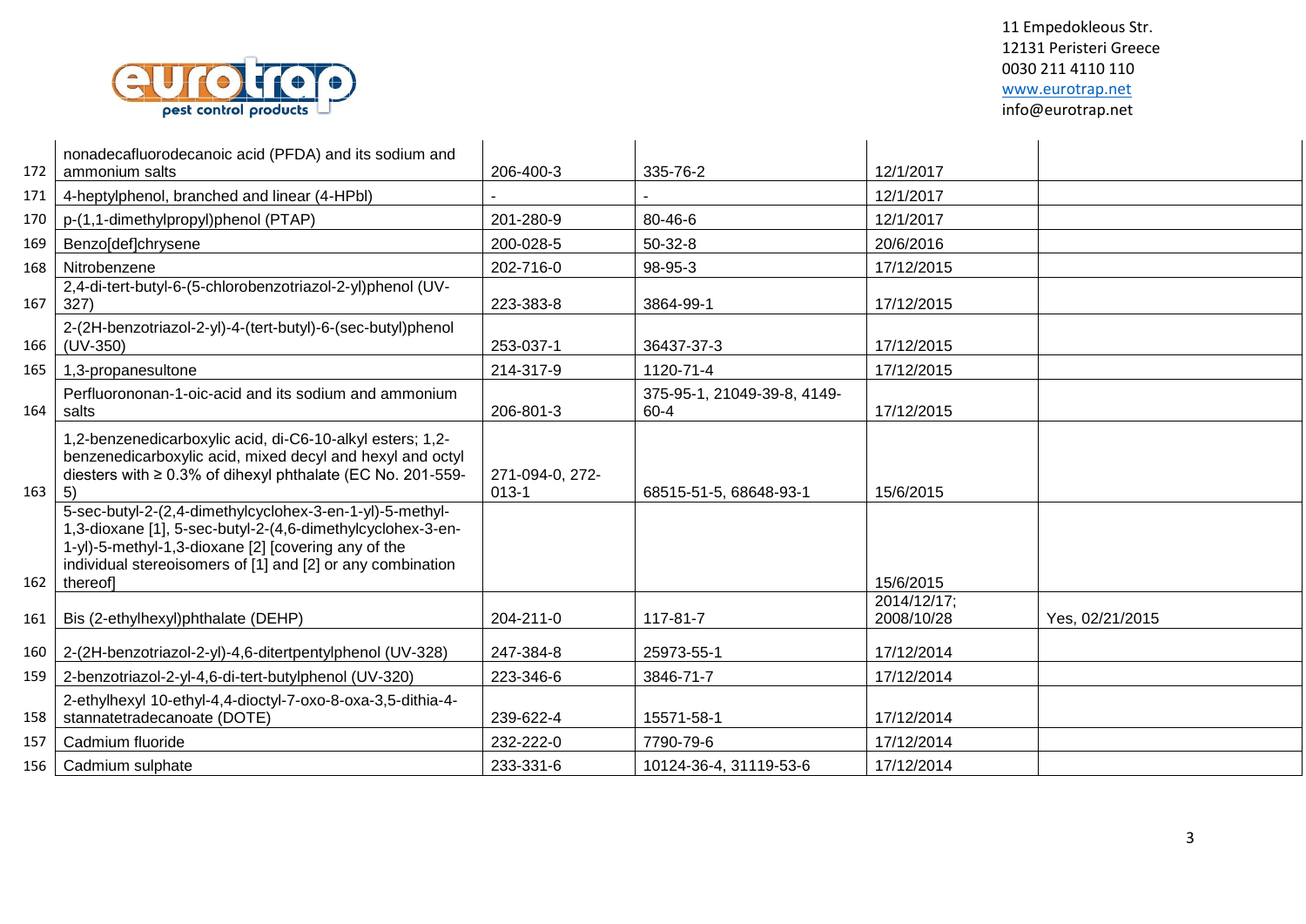| | | | | | |
|---|---|---|---|---|---|
| 172 | nonadecafluorodecanoic acid (PFDA) and its sodium and ammonium salts | 206-400-3 | 335-76-2 | 12/1/2017 | |
| 171 | 4-heptylphenol, branched and linear (4-HPbl) | - | - | 12/1/2017 | |
| 170 | p-(1,1-dimethylpropyl)phenol (PTAP) | 201-280-9 | 80-46-6 | 12/1/2017 | |
| 169 | Benzo[def]chrysene | 200-028-5 | 50-32-8 | 20/6/2016 | |
| 168 | Nitrobenzene | 202-716-0 | 98-95-3 | 17/12/2015 | |
| 167 | 2,4-di-tert-butyl-6-(5-chlorobenzotriazol-2-yl)phenol (UV-327) | 223-383-8 | 3864-99-1 | 17/12/2015 | |
| 166 | 2-(2H-benzotriazol-2-yl)-4-(tert-butyl)-6-(sec-butyl)phenol (UV-350) | 253-037-1 | 36437-37-3 | 17/12/2015 | |
| 165 | 1,3-propanesultone | 214-317-9 | 1120-71-4 | 17/12/2015 | |
| 164 | Perfluorononan-1-oic-acid and its sodium and ammonium salts | 206-801-3 | 375-95-1, 21049-39-8, 4149-60-4 | 17/12/2015 | |
| 163 | 1,2-benzenedicarboxylic acid, di-C6-10-alkyl esters; 1,2-benzenedicarboxylic acid, mixed decyl and hexyl and octyl diesters with ≥ 0.3% of dihexyl phthalate (EC No. 201-559-5) | 271-094-0, 272-013-1 | 68515-51-5, 68648-93-1 | 15/6/2015 | |
| 162 | 5-sec-butyl-2-(2,4-dimethylcyclohex-3-en-1-yl)-5-methyl-1,3-dioxane [1], 5-sec-butyl-2-(4,6-dimethylcyclohex-3-en-1-yl)-5-methyl-1,3-dioxane [2] [covering any of the individual stereoisomers of [1] and [2] or any combination thereof] | | | 15/6/2015 | |
| 161 | Bis (2-ethylhexyl)phthalate (DEHP) | 204-211-0 | 117-81-7 | 2014/12/17; 2008/10/28 | Yes, 02/21/2015 |
| 160 | 2-(2H-benzotriazol-2-yl)-4,6-ditertpentylphenol (UV-328) | 247-384-8 | 25973-55-1 | 17/12/2014 | |
| 159 | 2-benzotriazol-2-yl-4,6-di-tert-butylphenol (UV-320) | 223-346-6 | 3846-71-7 | 17/12/2014 | |
| 158 | 2-ethylhexyl 10-ethyl-4,4-dioctyl-7-oxo-8-oxa-3,5-dithia-4-stannatetradecanoate (DOTE) | 239-622-4 | 15571-58-1 | 17/12/2014 | |
| 157 | Cadmium fluoride | 232-222-0 | 7790-79-6 | 17/12/2014 | |
| 156 | Cadmium sulphate | 233-331-6 | 10124-36-4, 31119-53-6 | 17/12/2014 | |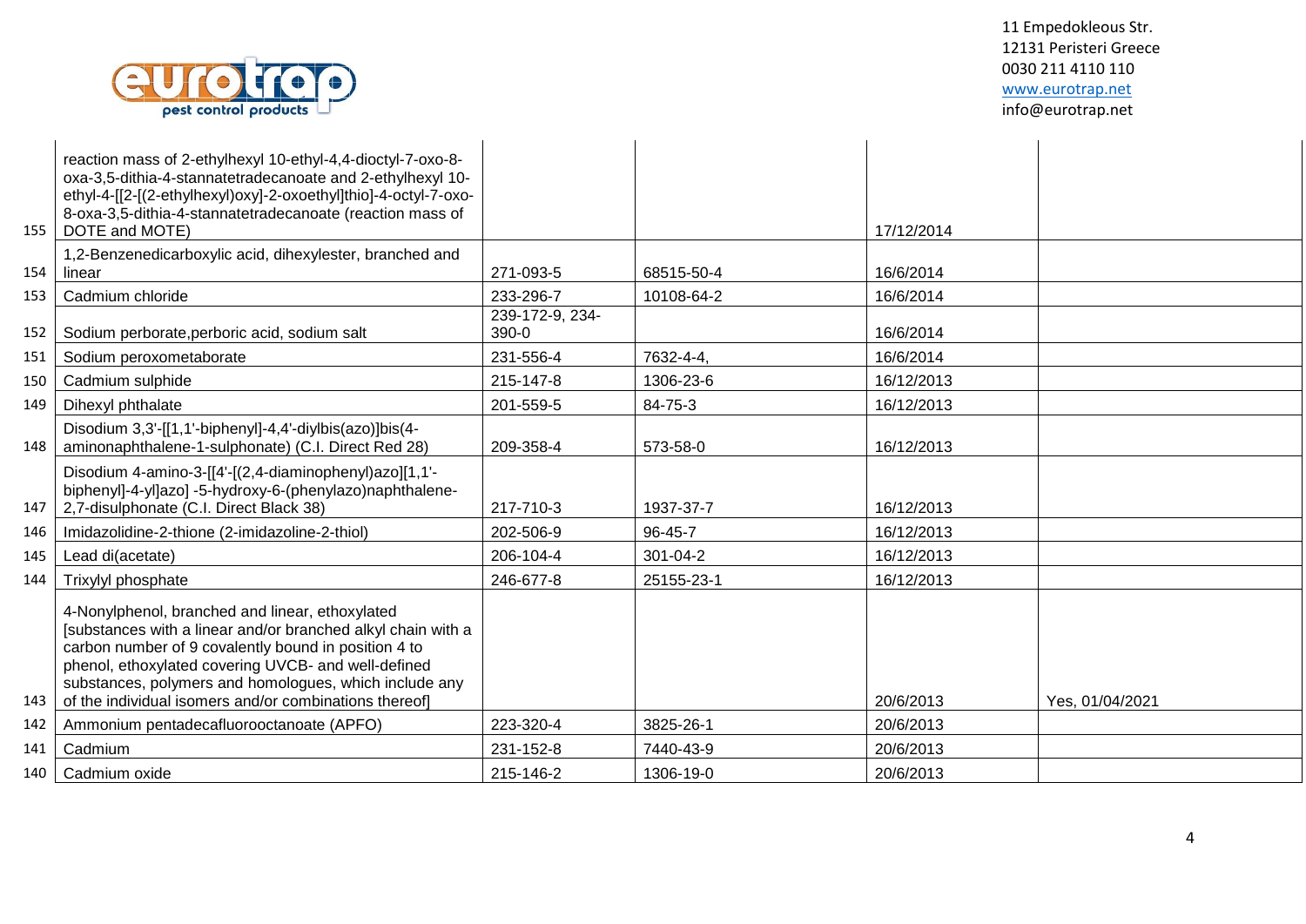| 155 | reaction mass of 2-ethylhexyl 10-ethyl-4,4-dioctyl-7-oxo-8-oxa-3,5-dithia-4-stannatetradecanoate and 2-ethylhexyl 10-ethyl-4-[[2-[(2-ethylhexyl)oxy]-2-oxoethyl]thio]-4-octyl-7-oxo-8-oxa-3,5-dithia-4-stannatetradecanoate (reaction mass of DOTE and MOTE) | | | 17/12/2014 | |
|---|---|---|---|---|---|
| 154 | 1,2-Benzenedicarboxylic acid, dihexylester, branched and linear | 271-093-5 | 68515-50-4 | 16/6/2014 | |
| 153 | Cadmium chloride | 233-296-7 | 10108-64-2 | 16/6/2014 | |
| 152 | Sodium perborate,perboric acid, sodium salt | 239-172-9, 234-390-0 | | 16/6/2014 | |
| 151 | Sodium peroxometaborate | 231-556-4 | 7632-4-4, | 16/6/2014 | |
| 150 | Cadmium sulphide | 215-147-8 | 1306-23-6 | 16/12/2013 | |
| 149 | Dihexyl phthalate | 201-559-5 | 84-75-3 | 16/12/2013 | |
| 148 | Disodium 3,3'-[[1,1'-biphenyl]-4,4'-diylbis(azo)]bis(4-aminonaphthalene-1-sulphonate) (C.I. Direct Red 28) | 209-358-4 | 573-58-0 | 16/12/2013 | |
| 147 | Disodium 4-amino-3-[[4'-[(2,4-diaminophenyl)azo][1,1'-biphenyl]-4-yl]azo] -5-hydroxy-6-(phenylazo)naphthalene-2,7-disulphonate (C.I. Direct Black 38) | 217-710-3 | 1937-37-7 | 16/12/2013 | |
| 146 | Imidazolidine-2-thione (2-imidazoline-2-thiol) | 202-506-9 | 96-45-7 | 16/12/2013 | |
| 145 | Lead di(acetate) | 206-104-4 | 301-04-2 | 16/12/2013 | |
| 144 | Trixylyl phosphate | 246-677-8 | 25155-23-1 | 16/12/2013 | |
| 143 | 4-Nonylphenol, branched and linear, ethoxylated [substances with a linear and/or branched alkyl chain with a carbon number of 9 covalently bound in position 4 to phenol, ethoxylated covering UVCB- and well-defined substances, polymers and homologues, which include any of the individual isomers and/or combinations thereof] | | | 20/6/2013 | Yes, 01/04/2021 |
| 142 | Ammonium pentadecafluorooctanoate (APFO) | 223-320-4 | 3825-26-1 | 20/6/2013 | |
| 141 | Cadmium | 231-152-8 | 7440-43-9 | 20/6/2013 | |
| 140 | Cadmium oxide | 215-146-2 | 1306-19-0 | 20/6/2013 | |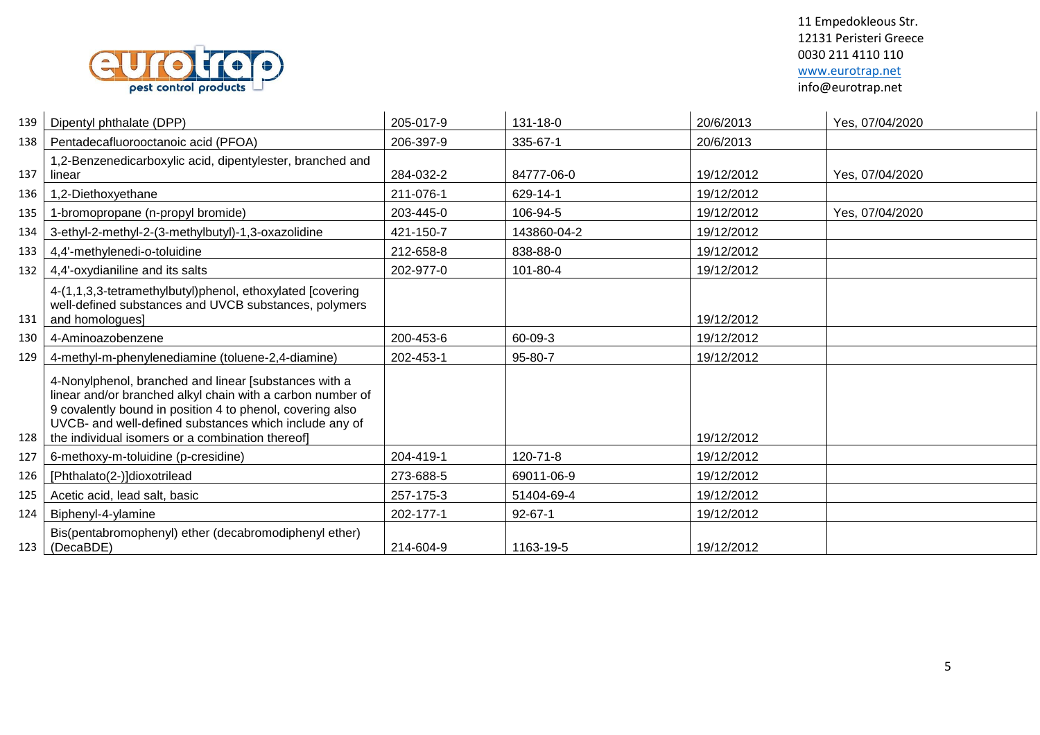| | | | | | |
|---|---|---|---|---|---|
| 139 | Dipentyl phthalate (DPP) | 205-017-9 | 131-18-0 | 20/6/2013 | Yes, 07/04/2020 |
| 138 | Pentadecafluorooctanoic acid (PFOA) | 206-397-9 | 335-67-1 | 20/6/2013 | |
| 137 | 1,2-Benzenedicarboxylic acid, dipentylester, branched and linear | 284-032-2 | 84777-06-0 | 19/12/2012 | Yes, 07/04/2020 |
| 136 | 1,2-Diethoxyethane | 211-076-1 | 629-14-1 | 19/12/2012 | |
| 135 | 1-bromopropane (n-propyl bromide) | 203-445-0 | 106-94-5 | 19/12/2012 | Yes, 07/04/2020 |
| 134 | 3-ethyl-2-methyl-2-(3-methylbutyl)-1,3-oxazolidine | 421-150-7 | 143860-04-2 | 19/12/2012 | |
| 133 | 4,4'-methylenedi-o-toluidine | 212-658-8 | 838-88-0 | 19/12/2012 | |
| 132 | 4,4'-oxydianiline and its salts | 202-977-0 | 101-80-4 | 19/12/2012 | |
| 131 | 4-(1,1,3,3-tetramethylbutyl)phenol, ethoxylated [covering well-defined substances and UVCB substances, polymers and homologues] | | | 19/12/2012 | |
| 130 | 4-Aminoazobenzene | 200-453-6 | 60-09-3 | 19/12/2012 | |
| 129 | 4-methyl-m-phenylenediamine (toluene-2,4-diamine) | 202-453-1 | 95-80-7 | 19/12/2012 | |
| 128 | 4-Nonylphenol, branched and linear [substances with a linear and/or branched alkyl chain with a carbon number of 9 covalently bound in position 4 to phenol, covering also UVCB- and well-defined substances which include any of the individual isomers or a combination thereof] | | | 19/12/2012 | |
| 127 | 6-methoxy-m-toluidine (p-cresidine) | 204-419-1 | 120-71-8 | 19/12/2012 | |
| 126 | [Phthalato(2-)]dioxotrilead | 273-688-5 | 69011-06-9 | 19/12/2012 | |
| 125 | Acetic acid, lead salt, basic | 257-175-3 | 51404-69-4 | 19/12/2012 | |
| 124 | Biphenyl-4-ylamine | 202-177-1 | 92-67-1 | 19/12/2012 | |
| 123 | Bis(pentabromophenyl) ether (decabromodiphenyl ether) (DecaBDE) | 214-604-9 | 1163-19-5 | 19/12/2012 | |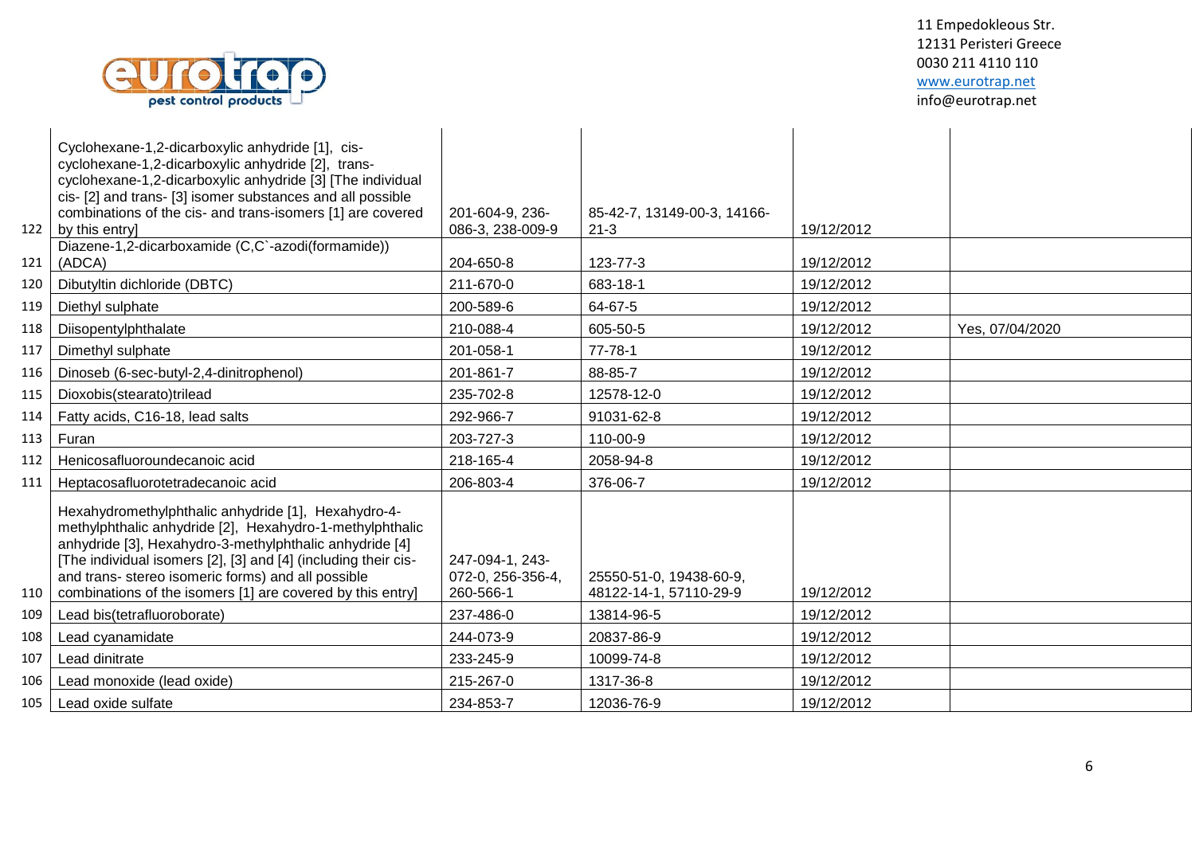| | | | | | |
|---|---|---|---|---|---|
| 122 | Cyclohexane-1,2-dicarboxylic anhydride [1], cis-cyclohexane-1,2-dicarboxylic anhydride [2], trans-cyclohexane-1,2-dicarboxylic anhydride [3] [The individual cis- [2] and trans- [3] isomer substances and all possible combinations of the cis- and trans-isomers [1] are covered by this entry] | 201-604-9, 236-086-3, 238-009-9 | 85-42-7, 13149-00-3, 14166-21-3 | 19/12/2012 | |
| 121 | Diazene-1,2-dicarboxamide (C,C`-azodi(formamide)) (ADCA) | 204-650-8 | 123-77-3 | 19/12/2012 | |
| 120 | Dibutyltin dichloride (DBTC) | 211-670-0 | 683-18-1 | 19/12/2012 | |
| 119 | Diethyl sulphate | 200-589-6 | 64-67-5 | 19/12/2012 | |
| 118 | Diisopentylphthalate | 210-088-4 | 605-50-5 | 19/12/2012 | Yes, 07/04/2020 |
| 117 | Dimethyl sulphate | 201-058-1 | 77-78-1 | 19/12/2012 | |
| 116 | Dinoseb (6-sec-butyl-2,4-dinitrophenol) | 201-861-7 | 88-85-7 | 19/12/2012 | |
| 115 | Dioxobis(stearato)trilead | 235-702-8 | 12578-12-0 | 19/12/2012 | |
| 114 | Fatty acids, C16-18, lead salts | 292-966-7 | 91031-62-8 | 19/12/2012 | |
| 113 | Furan | 203-727-3 | 110-00-9 | 19/12/2012 | |
| 112 | Henicosafluoroundecanoic acid | 218-165-4 | 2058-94-8 | 19/12/2012 | |
| 111 | Heptacosafluorotetradecanoic acid | 206-803-4 | 376-06-7 | 19/12/2012 | |
| 110 | Hexahydromethylphthalic anhydride [1], Hexahydro-4-methylphthalic anhydride [2], Hexahydro-1-methylphthalic anhydride [3], Hexahydro-3-methylphthalic anhydride [4] [The individual isomers [2], [3] and [4] (including their cis- and trans- stereo isomeric forms) and all possible combinations of the isomers [1] are covered by this entry] | 247-094-1, 243-072-0, 256-356-4, 260-566-1 | 25550-51-0, 19438-60-9, 48122-14-1, 57110-29-9 | 19/12/2012 | |
| 109 | Lead bis(tetrafluoroborate) | 237-486-0 | 13814-96-5 | 19/12/2012 | |
| 108 | Lead cyanamidate | 244-073-9 | 20837-86-9 | 19/12/2012 | |
| 107 | Lead dinitrate | 233-245-9 | 10099-74-8 | 19/12/2012 | |
| 106 | Lead monoxide (lead oxide) | 215-267-0 | 1317-36-8 | 19/12/2012 | |
| 105 | Lead oxide sulfate | 234-853-7 | 12036-76-9 | 19/12/2012 | |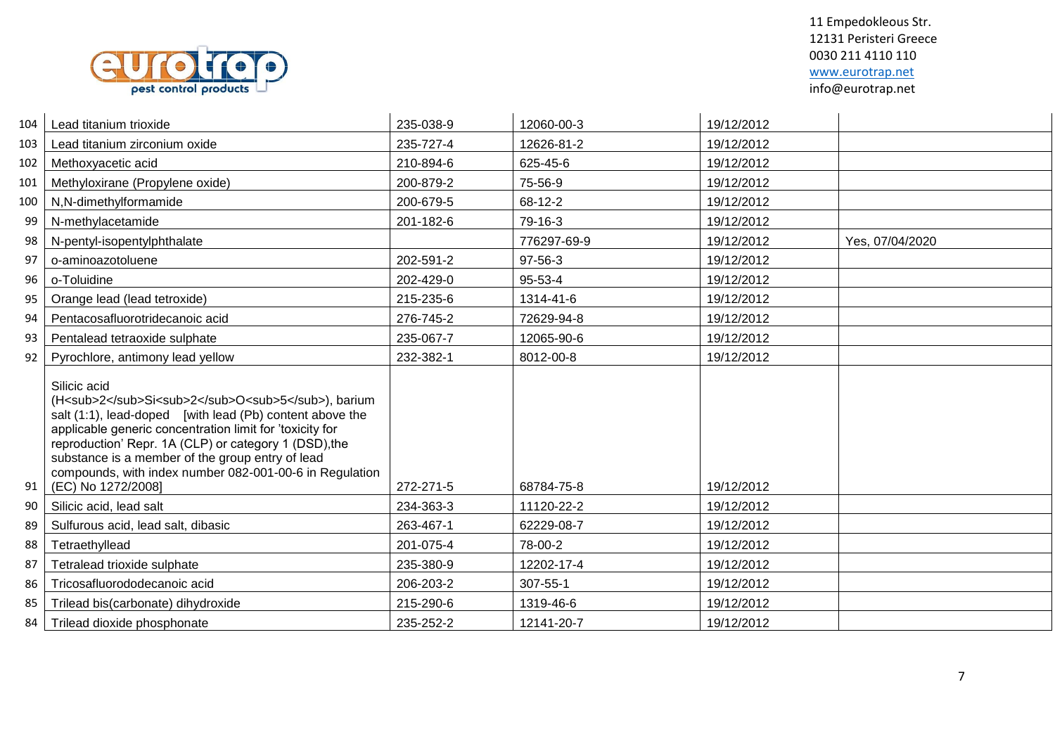| | | | | | |
|---|---|---|---|---|---|
| 104 | Lead titanium trioxide | 235-038-9 | 12060-00-3 | 19/12/2012 | |
| 103 | Lead titanium zirconium oxide | 235-727-4 | 12626-81-2 | 19/12/2012 | |
| 102 | Methoxyacetic acid | 210-894-6 | 625-45-6 | 19/12/2012 | |
| 101 | Methyloxirane (Propylene oxide) | 200-879-2 | 75-56-9 | 19/12/2012 | |
| 100 | N,N-dimethylformamide | 200-679-5 | 68-12-2 | 19/12/2012 | |
| 99 | N-methylacetamide | 201-182-6 | 79-16-3 | 19/12/2012 | |
| 98 | N-pentyl-isopentylphthalate | | 776297-69-9 | 19/12/2012 | Yes, 07/04/2020 |
| 97 | o-aminoazotoluene | 202-591-2 | 97-56-3 | 19/12/2012 | |
| 96 | o-Toluidine | 202-429-0 | 95-53-4 | 19/12/2012 | |
| 95 | Orange lead (lead tetroxide) | 215-235-6 | 1314-41-6 | 19/12/2012 | |
| 94 | Pentacosafluorotridecanoic acid | 276-745-2 | 72629-94-8 | 19/12/2012 | |
| 93 | Pentalead tetraoxide sulphate | 235-067-7 | 12065-90-6 | 19/12/2012 | |
| 92 | Pyrochlore, antimony lead yellow | 232-382-1 | 8012-00-8 | 19/12/2012 | |
| 91 | Silicic acid ($H_2Si_2O_5$), barium salt (1:1), lead-doped [with lead (Pb) content above the applicable generic concentration limit for 'toxicity for reproduction' Repr. 1A (CLP) or category 1 (DSD),the substance is a member of the group entry of lead compounds, with index number 082-001-00-6 in Regulation (EC) No 1272/2008] | 272-271-5 | 68784-75-8 | 19/12/2012 | |
| 90 | Silicic acid, lead salt | 234-363-3 | 11120-22-2 | 19/12/2012 | |
| 89 | Sulfurous acid, lead salt, dibasic | 263-467-1 | 62229-08-7 | 19/12/2012 | |
| 88 | Tetraethyllead | 201-075-4 | 78-00-2 | 19/12/2012 | |
| 87 | Tetralead trioxide sulphate | 235-380-9 | 12202-17-4 | 19/12/2012 | |
| 86 | Tricosafluorododecanoic acid | 206-203-2 | 307-55-1 | 19/12/2012 | |
| 85 | Trilead bis(carbonate) dihydroxide | 215-290-6 | 1319-46-6 | 19/12/2012 | |
| 84 | Trilead dioxide phosphonate | 235-252-2 | 12141-20-7 | 19/12/2012 | |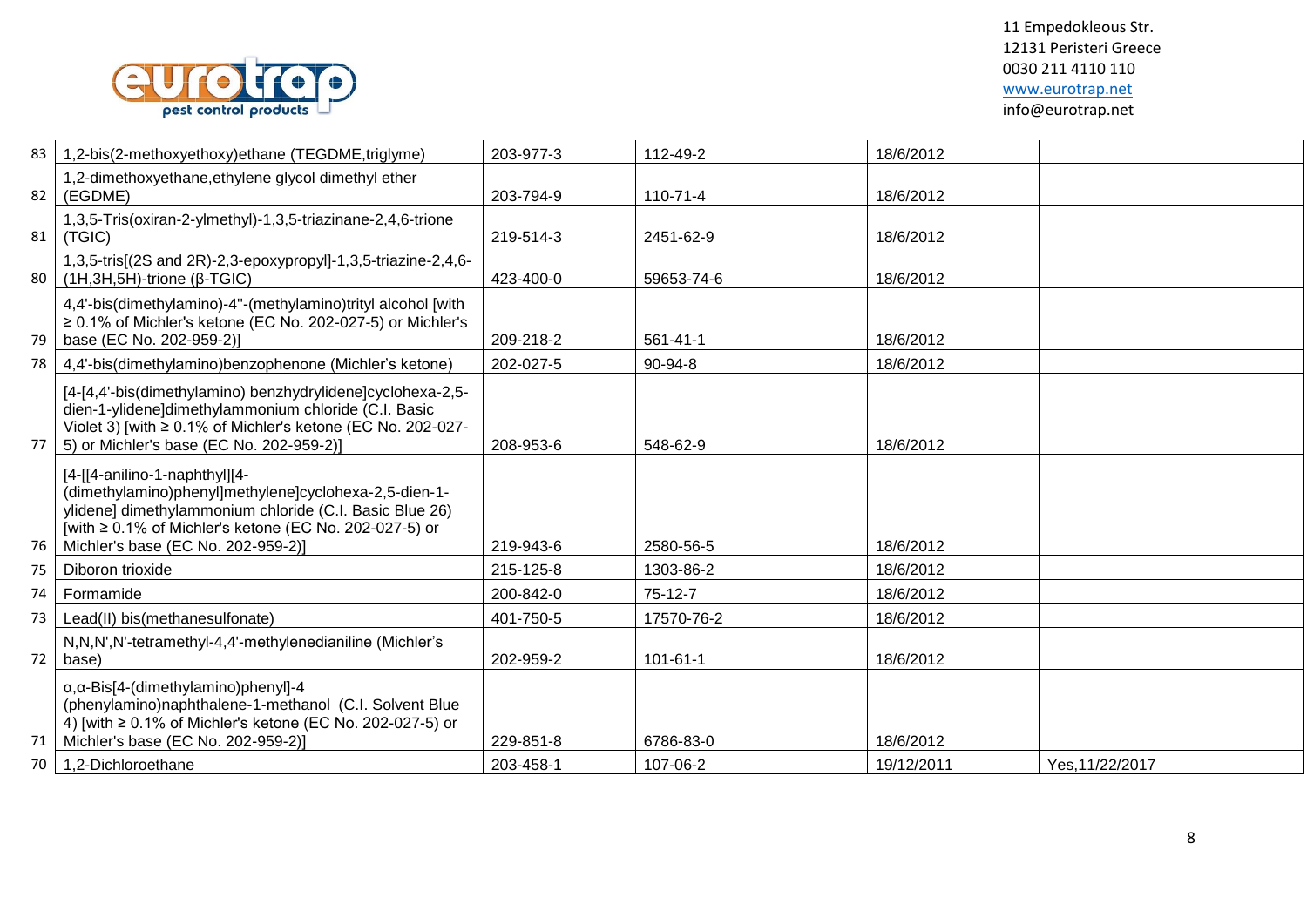| | | | | | |
|---|---|---|---|---|---|
| 83 | 1,2-bis(2-methoxyethoxy)ethane (TEGDME,triglyme) | 203-977-3 | 112-49-2 | 18/6/2012 | |
| 82 | 1,2-dimethoxyethane,ethylene glycol dimethyl ether (EGDME) | 203-794-9 | 110-71-4 | 18/6/2012 | |
| 81 | 1,3,5-Tris(oxiran-2-ylmethyl)-1,3,5-triazinane-2,4,6-trione (TGIC) | 219-514-3 | 2451-62-9 | 18/6/2012 | |
| 80 | 1,3,5-tris[(2S and 2R)-2,3-epoxypropyl]-1,3,5-triazine-2,4,6-(1H,3H,5H)-trione (β-TGIC) | 423-400-0 | 59653-74-6 | 18/6/2012 | |
| 79 | 4,4'-bis(dimethylamino)-4''-(methylamino)trityl alcohol [with ≥ 0.1% of Michler's ketone (EC No. 202-027-5) or Michler's base (EC No. 202-959-2)] | 209-218-2 | 561-41-1 | 18/6/2012 | |
| 78 | 4,4'-bis(dimethylamino)benzophenone (Michler's ketone) | 202-027-5 | 90-94-8 | 18/6/2012 | |
| 77 | [4-[4,4'-bis(dimethylamino) benzhydrylidene]cyclohexa-2,5-dien-1-ylidene]dimethylammonium chloride (C.I. Basic Violet 3) [with ≥ 0.1% of Michler's ketone (EC No. 202-027-5) or Michler's base (EC No. 202-959-2)] | 208-953-6 | 548-62-9 | 18/6/2012 | |
| 76 | [4-[[4-anilino-1-naphthyl][4-(dimethylamino)phenyl]methylene]cyclohexa-2,5-dien-1-ylidene] dimethylammonium chloride (C.I. Basic Blue 26) [with ≥ 0.1% of Michler's ketone (EC No. 202-027-5) or Michler's base (EC No. 202-959-2)] | 219-943-6 | 2580-56-5 | 18/6/2012 | |
| 75 | Diboron trioxide | 215-125-8 | 1303-86-2 | 18/6/2012 | |
| 74 | Formamide | 200-842-0 | 75-12-7 | 18/6/2012 | |
| 73 | Lead(II) bis(methanesulfonate) | 401-750-5 | 17570-76-2 | 18/6/2012 | |
| 72 | N,N,N',N'-tetramethyl-4,4'-methylenedianiline (Michler's base) | 202-959-2 | 101-61-1 | 18/6/2012 | |
| 71 | α,α-Bis[4-(dimethylamino)phenyl]-4 (phenylamino)naphthalene-1-methanol (C.I. Solvent Blue 4) [with ≥ 0.1% of Michler's ketone (EC No. 202-027-5) or Michler's base (EC No. 202-959-2)] | 229-851-8 | 6786-83-0 | 18/6/2012 | |
| 70 | 1,2-Dichloroethane | 203-458-1 | 107-06-2 | 19/12/2011 | Yes,11/22/2017 |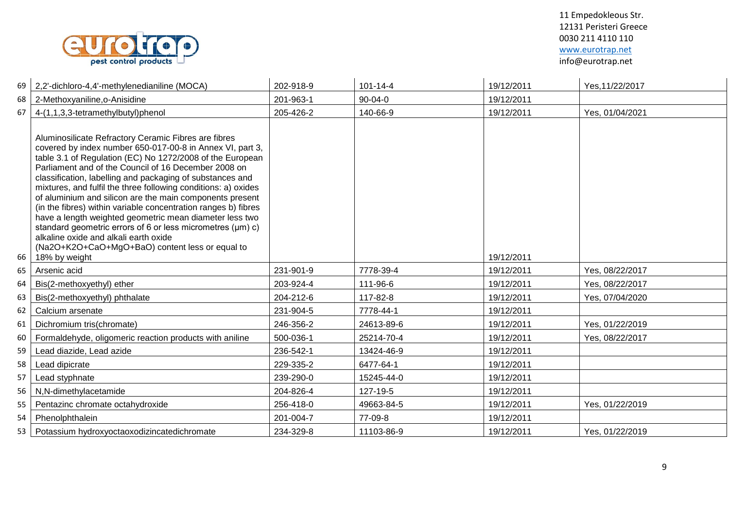11 Empedokleous Str.
12131 Peristeri Greece
0030 211 4110 110
www.eurotrap.net
info@eurotrap.net

| | | | | | |
|---|---|---|---|---|---|
| 69 | 2,2'-dichloro-4,4'-methylenedianiline (MOCA) | 202-918-9 | 101-14-4 | 19/12/2011 | Yes,11/22/2017 |
| 68 | 2-Methoxyaniline,o-Anisidine | 201-963-1 | 90-04-0 | 19/12/2011 | |
| 67 | 4-(1,1,3,3-tetramethylbutyl)phenol | 205-426-2 | 140-66-9 | 19/12/2011 | Yes, 01/04/2021 |
| 66 | Aluminosilicate Refractory Ceramic Fibres are fibres covered by index number 650-017-00-8 in Annex VI, part 3, table 3.1 of Regulation (EC) No 1272/2008 of the European Parliament and of the Council of 16 December 2008 on classification, labelling and packaging of substances and mixtures, and fulfil the three following conditions: a) oxides of aluminium and silicon are the main components present (in the fibres) within variable concentration ranges b) fibres have a length weighted geometric mean diameter less two standard geometric errors of 6 or less micrometres (μm) c) alkaline oxide and alkali earth oxide ($Na_2O$+$K_2O$+CaO+MgO+BaO) content less or equal to 18% by weight | | | 19/12/2011 | |
| 65 | Arsenic acid | 231-901-9 | 7778-39-4 | 19/12/2011 | Yes, 08/22/2017 |
| 64 | Bis(2-methoxyethyl) ether | 203-924-4 | 111-96-6 | 19/12/2011 | Yes, 08/22/2017 |
| 63 | Bis(2-methoxyethyl) phthalate | 204-212-6 | 117-82-8 | 19/12/2011 | Yes, 07/04/2020 |
| 62 | Calcium arsenate | 231-904-5 | 7778-44-1 | 19/12/2011 | |
| 61 | Dichromium tris(chromate) | 246-356-2 | 24613-89-6 | 19/12/2011 | Yes, 01/22/2019 |
| 60 | Formaldehyde, oligomeric reaction products with aniline | 500-036-1 | 25214-70-4 | 19/12/2011 | Yes, 08/22/2017 |
| 59 | Lead diazide, Lead azide | 236-542-1 | 13424-46-9 | 19/12/2011 | |
| 58 | Lead dipicrate | 229-335-2 | 6477-64-1 | 19/12/2011 | |
| 57 | Lead styphnate | 239-290-0 | 15245-44-0 | 19/12/2011 | |
| 56 | N,N-dimethylacetamide | 204-826-4 | 127-19-5 | 19/12/2011 | |
| 55 | Pentazinc chromate octahydroxide | 256-418-0 | 49663-84-5 | 19/12/2011 | Yes, 01/22/2019 |
| 54 | Phenolphthalein | 201-004-7 | 77-09-8 | 19/12/2011 | |
| 53 | Potassium hydroxyoctaoxodizincatedichromate | 234-329-8 | 11103-86-9 | 19/12/2011 | Yes, 01/22/2019 |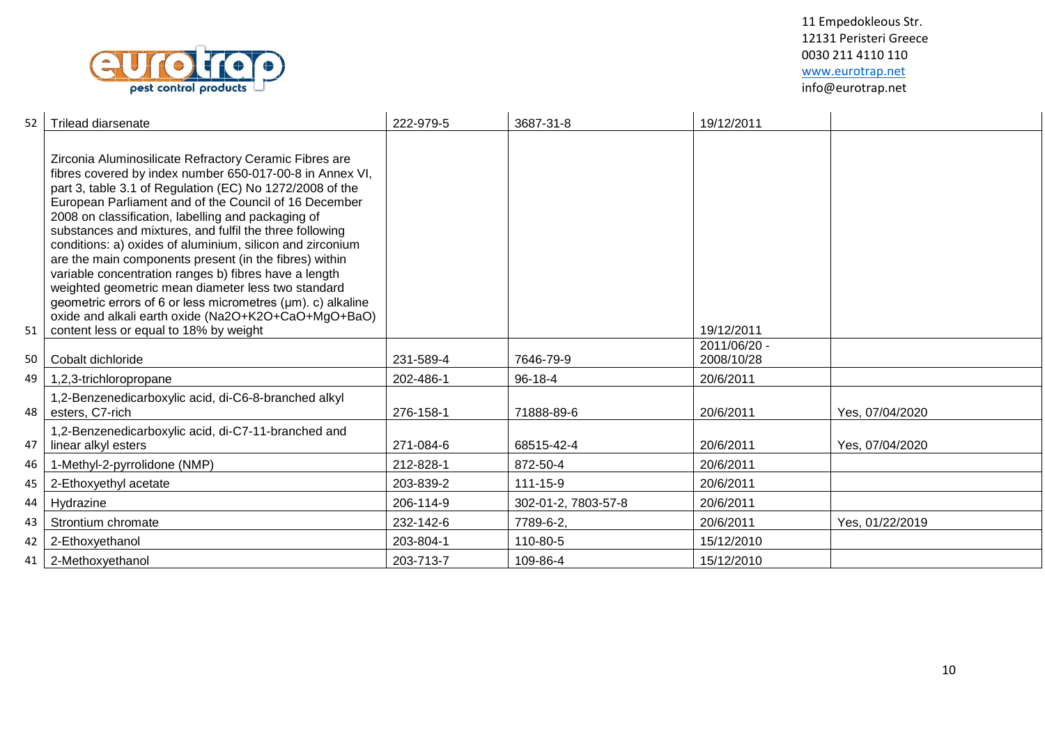| | | | | | |
|---|---|---|---|---|---|
| 52 | Trilead diarsenate | 222-979-5 | 3687-31-8 | 19/12/2011 | |
| 51 | Zirconia Aluminosilicate Refractory Ceramic Fibres are fibres covered by index number 650-017-00-8 in Annex VI, part 3, table 3.1 of Regulation (EC) No 1272/2008 of the European Parliament and of the Council of 16 December 2008 on classification, labelling and packaging of substances and mixtures, and fulfil the three following conditions: a) oxides of aluminium, silicon and zirconium are the main components present (in the fibres) within variable concentration ranges b) fibres have a length weighted geometric mean diameter less two standard geometric errors of 6 or less micrometres (μm). c) alkaline oxide and alkali earth oxide ($Na_2O$+$K_2O$+CaO+MgO+BaO) content less or equal to 18% by weight | | | 19/12/2011 | |
| 50 | Cobalt dichloride | 231-589-4 | 7646-79-9 | 2011/06/20 - 2008/10/28 | |
| 49 | 1,2,3-trichloropropane | 202-486-1 | 96-18-4 | 20/6/2011 | |
| 48 | 1,2-Benzenedicarboxylic acid, di-C6-8-branched alkyl esters, C7-rich | 276-158-1 | 71888-89-6 | 20/6/2011 | Yes, 07/04/2020 |
| 47 | 1,2-Benzenedicarboxylic acid, di-C7-11-branched and linear alkyl esters | 271-084-6 | 68515-42-4 | 20/6/2011 | Yes, 07/04/2020 |
| 46 | 1-Methyl-2-pyrrolidone (NMP) | 212-828-1 | 872-50-4 | 20/6/2011 | |
| 45 | 2-Ethoxyethyl acetate | 203-839-2 | 111-15-9 | 20/6/2011 | |
| 44 | Hydrazine | 206-114-9 | 302-01-2, 7803-57-8 | 20/6/2011 | |
| 43 | Strontium chromate | 232-142-6 | 7789-6-2, | 20/6/2011 | Yes, 01/22/2019 |
| 42 | 2-Ethoxyethanol | 203-804-1 | 110-80-5 | 15/12/2010 | |
| 41 | 2-Methoxyethanol | 203-713-7 | 109-86-4 | 15/12/2010 | |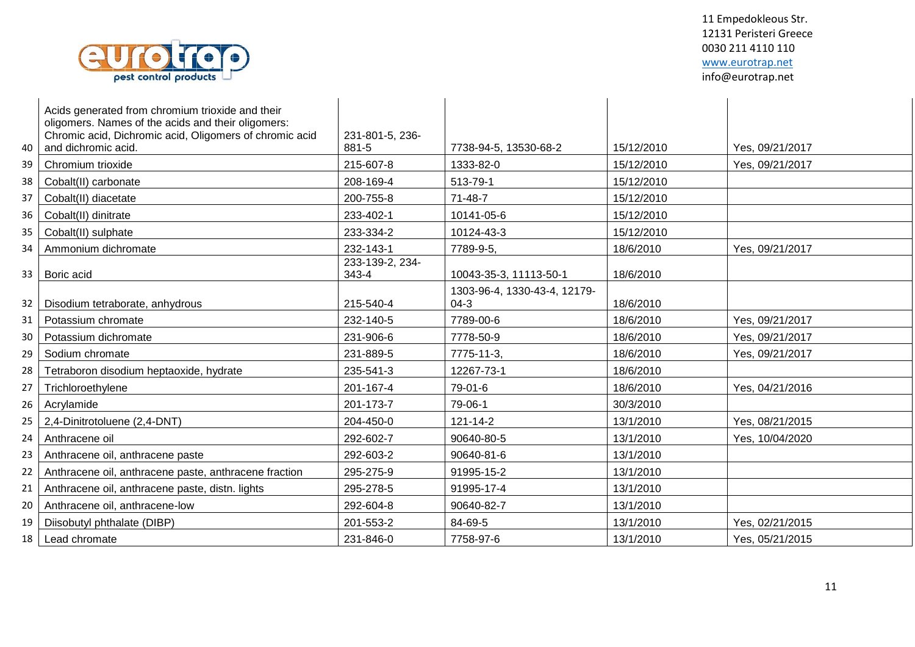| | | | | | |
|---|---|---|---|---|---|
| 40 | Acids generated from chromium trioxide and their oligomers. Names of the acids and their oligomers: Chromic acid, Dichromic acid, Oligomers of chromic acid and dichromic acid. | 231-801-5, 236-881-5 | 7738-94-5, 13530-68-2 | 15/12/2010 | Yes, 09/21/2017 |
| 39 | Chromium trioxide | 215-607-8 | 1333-82-0 | 15/12/2010 | Yes, 09/21/2017 |
| 38 | Cobalt(II) carbonate | 208-169-4 | 513-79-1 | 15/12/2010 | |
| 37 | Cobalt(II) diacetate | 200-755-8 | 71-48-7 | 15/12/2010 | |
| 36 | Cobalt(II) dinitrate | 233-402-1 | 10141-05-6 | 15/12/2010 | |
| 35 | Cobalt(II) sulphate | 233-334-2 | 10124-43-3 | 15/12/2010 | |
| 34 | Ammonium dichromate | 232-143-1 | 7789-9-5, | 18/6/2010 | Yes, 09/21/2017 |
| 33 | Boric acid | 233-139-2, 234-343-4 | 10043-35-3, 11113-50-1 | 18/6/2010 | |
| 32 | Disodium tetraborate, anhydrous | 215-540-4 | 1303-96-4, 1330-43-4, 12179-04-3 | 18/6/2010 | |
| 31 | Potassium chromate | 232-140-5 | 7789-00-6 | 18/6/2010 | Yes, 09/21/2017 |
| 30 | Potassium dichromate | 231-906-6 | 7778-50-9 | 18/6/2010 | Yes, 09/21/2017 |
| 29 | Sodium chromate | 231-889-5 | 7775-11-3, | 18/6/2010 | Yes, 09/21/2017 |
| 28 | Tetraboron disodium heptaoxide, hydrate | 235-541-3 | 12267-73-1 | 18/6/2010 | |
| 27 | Trichloroethylene | 201-167-4 | 79-01-6 | 18/6/2010 | Yes, 04/21/2016 |
| 26 | Acrylamide | 201-173-7 | 79-06-1 | 30/3/2010 | |
| 25 | 2,4-Dinitrotoluene (2,4-DNT) | 204-450-0 | 121-14-2 | 13/1/2010 | Yes, 08/21/2015 |
| 24 | Anthracene oil | 292-602-7 | 90640-80-5 | 13/1/2010 | Yes, 10/04/2020 |
| 23 | Anthracene oil, anthracene paste | 292-603-2 | 90640-81-6 | 13/1/2010 | |
| 22 | Anthracene oil, anthracene paste, anthracene fraction | 295-275-9 | 91995-15-2 | 13/1/2010 | |
| 21 | Anthracene oil, anthracene paste, distn. lights | 295-278-5 | 91995-17-4 | 13/1/2010 | |
| 20 | Anthracene oil, anthracene-low | 292-604-8 | 90640-82-7 | 13/1/2010 | |
| 19 | Diisobutyl phthalate (DIBP) | 201-553-2 | 84-69-5 | 13/1/2010 | Yes, 02/21/2015 |
| 18 | Lead chromate | 231-846-0 | 7758-97-6 | 13/1/2010 | Yes, 05/21/2015 |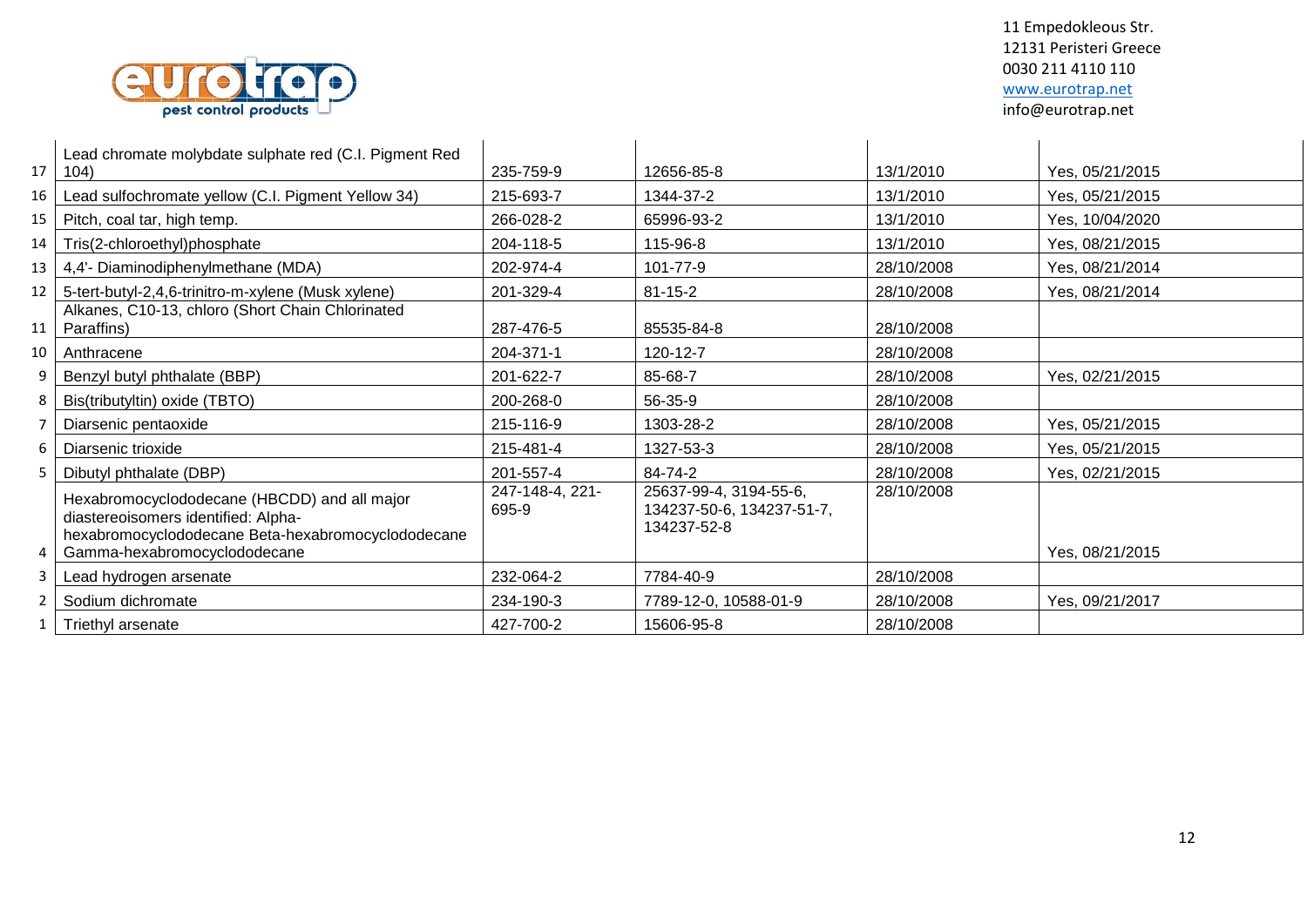| | | | | | |
|---|---|---|---|---|---|
| 17 | Lead chromate molybdate sulphate red (C.I. Pigment Red 104) | 235-759-9 | 12656-85-8 | 13/1/2010 | Yes, 05/21/2015 |
| 16 | Lead sulfochromate yellow (C.I. Pigment Yellow 34) | 215-693-7 | 1344-37-2 | 13/1/2010 | Yes, 05/21/2015 |
| 15 | Pitch, coal tar, high temp. | 266-028-2 | 65996-93-2 | 13/1/2010 | Yes, 10/04/2020 |
| 14 | Tris(2-chloroethyl)phosphate | 204-118-5 | 115-96-8 | 13/1/2010 | Yes, 08/21/2015 |
| 13 | 4,4'- Diaminodiphenylmethane (MDA) | 202-974-4 | 101-77-9 | 28/10/2008 | Yes, 08/21/2014 |
| 12 | 5-tert-butyl-2,4,6-trinitro-m-xylene (Musk xylene) | 201-329-4 | 81-15-2 | 28/10/2008 | Yes, 08/21/2014 |
| 11 | Alkanes, C10-13, chloro (Short Chain Chlorinated Paraffins) | 287-476-5 | 85535-84-8 | 28/10/2008 | |
| 10 | Anthracene | 204-371-1 | 120-12-7 | 28/10/2008 | |
| 9 | Benzyl butyl phthalate (BBP) | 201-622-7 | 85-68-7 | 28/10/2008 | Yes, 02/21/2015 |
| 8 | Bis(tributyltin) oxide (TBTO) | 200-268-0 | 56-35-9 | 28/10/2008 | |
| 7 | Diarsenic pentaoxide | 215-116-9 | 1303-28-2 | 28/10/2008 | Yes, 05/21/2015 |
| 6 | Diarsenic trioxide | 215-481-4 | 1327-53-3 | 28/10/2008 | Yes, 05/21/2015 |
| 5 | Dibutyl phthalate (DBP) | 201-557-4 | 84-74-2 | 28/10/2008 | Yes, 02/21/2015 |
| 4 | Hexabromocyclododecane (HBCDD) and all major diastereoisomers identified: Alpha-hexabromocyclododecane Beta-hexabromocyclododecane Gamma-hexabromocyclododecane | 247-148-4, 221-695-9 | 25637-99-4, 3194-55-6, 134237-50-6, 134237-51-7, 134237-52-8 | 28/10/2008 | Yes, 08/21/2015 |
| 3 | Lead hydrogen arsenate | 232-064-2 | 7784-40-9 | 28/10/2008 | |
| 2 | Sodium dichromate | 234-190-3 | 7789-12-0, 10588-01-9 | 28/10/2008 | Yes, 09/21/2017 |
| 1 | Triethyl arsenate | 427-700-2 | 15606-95-8 | 28/10/2008 | |